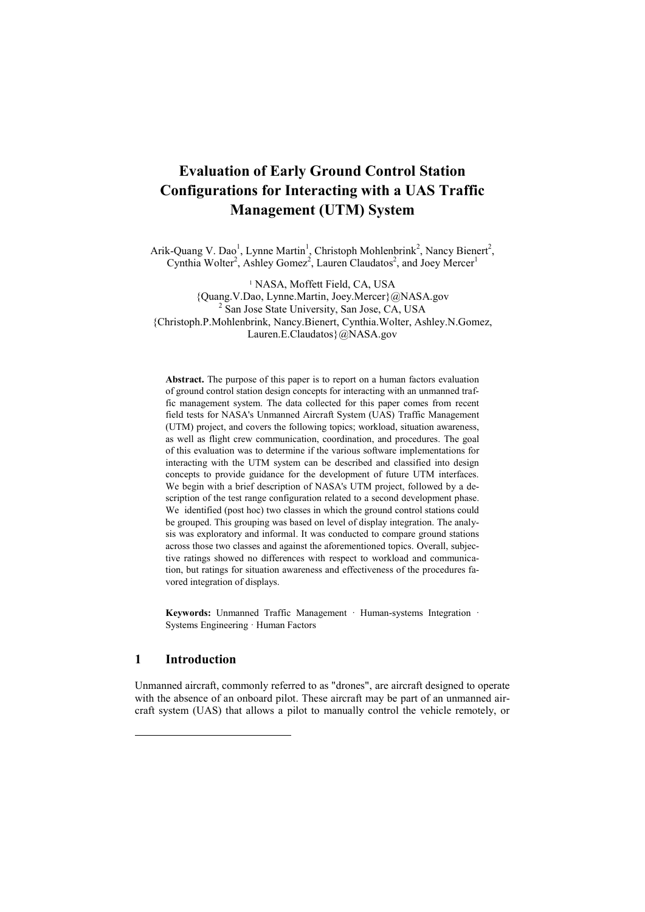# Evaluation of Early Ground Control Station Configurations for Interacting with a UAS Traffic Management (UTM) System

Arik-Quang V. Dao[1], Lynne Martin[1], Christoph Mohlenbrink[2], Nancy Bienert[2], Cynthia Wolter[2], Ashley Gomez[2], Lauren Claudatos[2], and Joey Mercer[1]

[1] NASA, Moffett Field, CA, USA
{Quang.V.Dao, Lynne.Martin, Joey.Mercer}@NASA.gov
[2] San Jose State University, San Jose, CA, USA
{Christoph.P.Mohlenbrink, Nancy.Bienert, Cynthia.Wolter, Ashley.N.Gomez, Lauren.E.Claudatos}@NASA.gov

**Abstract.** The purpose of this paper is to report on a human factors evaluation of ground control station design concepts for interacting with an unmanned traffic management system. The data collected for this paper comes from recent field tests for NASA's Unmanned Aircraft System (UAS) Traffic Management (UTM) project, and covers the following topics; workload, situation awareness, as well as flight crew communication, coordination, and procedures. The goal of this evaluation was to determine if the various software implementations for interacting with the UTM system can be described and classified into design concepts to provide guidance for the development of future UTM interfaces. We begin with a brief description of NASA's UTM project, followed by a description of the test range configuration related to a second development phase. We identified (post hoc) two classes in which the ground control stations could be grouped. This grouping was based on level of display integration. The analysis was exploratory and informal. It was conducted to compare ground stations across those two classes and against the aforementioned topics. Overall, subjective ratings showed no differences with respect to workload and communication, but ratings for situation awareness and effectiveness of the procedures favored integration of displays.

**Keywords:** Unmanned Traffic Management · Human-systems Integration · Systems Engineering · Human Factors

## 1 Introduction

Unmanned aircraft, commonly referred to as "drones", are aircraft designed to operate with the absence of an onboard pilot. These aircraft may be part of an unmanned aircraft system (UAS) that allows a pilot to manually control the vehicle remotely, or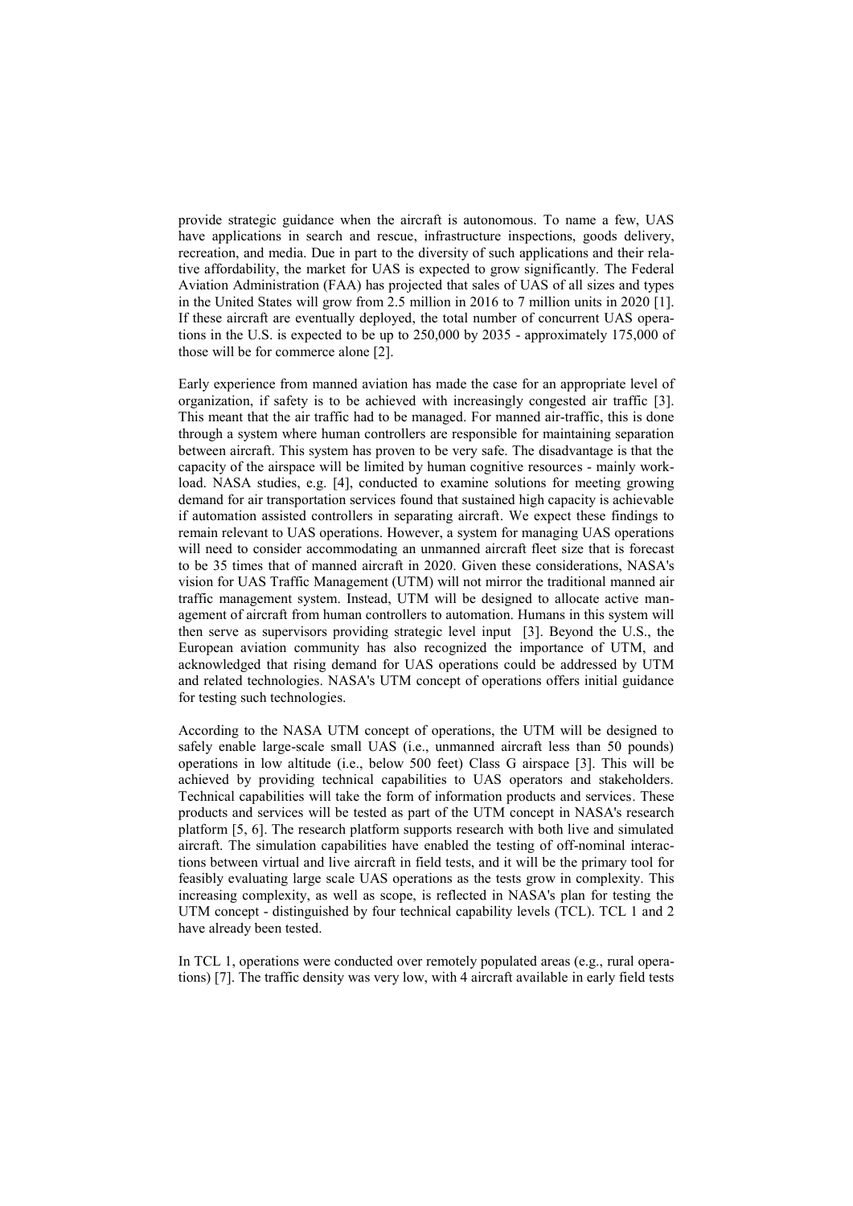provide strategic guidance when the aircraft is autonomous. To name a few, UAS have applications in search and rescue, infrastructure inspections, goods delivery, recreation, and media. Due in part to the diversity of such applications and their relative affordability, the market for UAS is expected to grow significantly. The Federal Aviation Administration (FAA) has projected that sales of UAS of all sizes and types in the United States will grow from 2.5 million in 2016 to 7 million units in 2020 [1]. If these aircraft are eventually deployed, the total number of concurrent UAS operations in the U.S. is expected to be up to 250,000 by 2035 - approximately 175,000 of those will be for commerce alone [2].

Early experience from manned aviation has made the case for an appropriate level of organization, if safety is to be achieved with increasingly congested air traffic [3]. This meant that the air traffic had to be managed. For manned air-traffic, this is done through a system where human controllers are responsible for maintaining separation between aircraft. This system has proven to be very safe. The disadvantage is that the capacity of the airspace will be limited by human cognitive resources - mainly workload. NASA studies, e.g. [4], conducted to examine solutions for meeting growing demand for air transportation services found that sustained high capacity is achievable if automation assisted controllers in separating aircraft. We expect these findings to remain relevant to UAS operations. However, a system for managing UAS operations will need to consider accommodating an unmanned aircraft fleet size that is forecast to be 35 times that of manned aircraft in 2020. Given these considerations, NASA's vision for UAS Traffic Management (UTM) will not mirror the traditional manned air traffic management system. Instead, UTM will be designed to allocate active management of aircraft from human controllers to automation. Humans in this system will then serve as supervisors providing strategic level input [3]. Beyond the U.S., the European aviation community has also recognized the importance of UTM, and acknowledged that rising demand for UAS operations could be addressed by UTM and related technologies. NASA's UTM concept of operations offers initial guidance for testing such technologies.

According to the NASA UTM concept of operations, the UTM will be designed to safely enable large-scale small UAS (i.e., unmanned aircraft less than 50 pounds) operations in low altitude (i.e., below 500 feet) Class G airspace [3]. This will be achieved by providing technical capabilities to UAS operators and stakeholders. Technical capabilities will take the form of information products and services. These products and services will be tested as part of the UTM concept in NASA's research platform [5, 6]. The research platform supports research with both live and simulated aircraft. The simulation capabilities have enabled the testing of off-nominal interactions between virtual and live aircraft in field tests, and it will be the primary tool for feasibly evaluating large scale UAS operations as the tests grow in complexity. This increasing complexity, as well as scope, is reflected in NASA's plan for testing the UTM concept - distinguished by four technical capability levels (TCL). TCL 1 and 2 have already been tested.

In TCL 1, operations were conducted over remotely populated areas (e.g., rural operations) [7]. The traffic density was very low, with 4 aircraft available in early field tests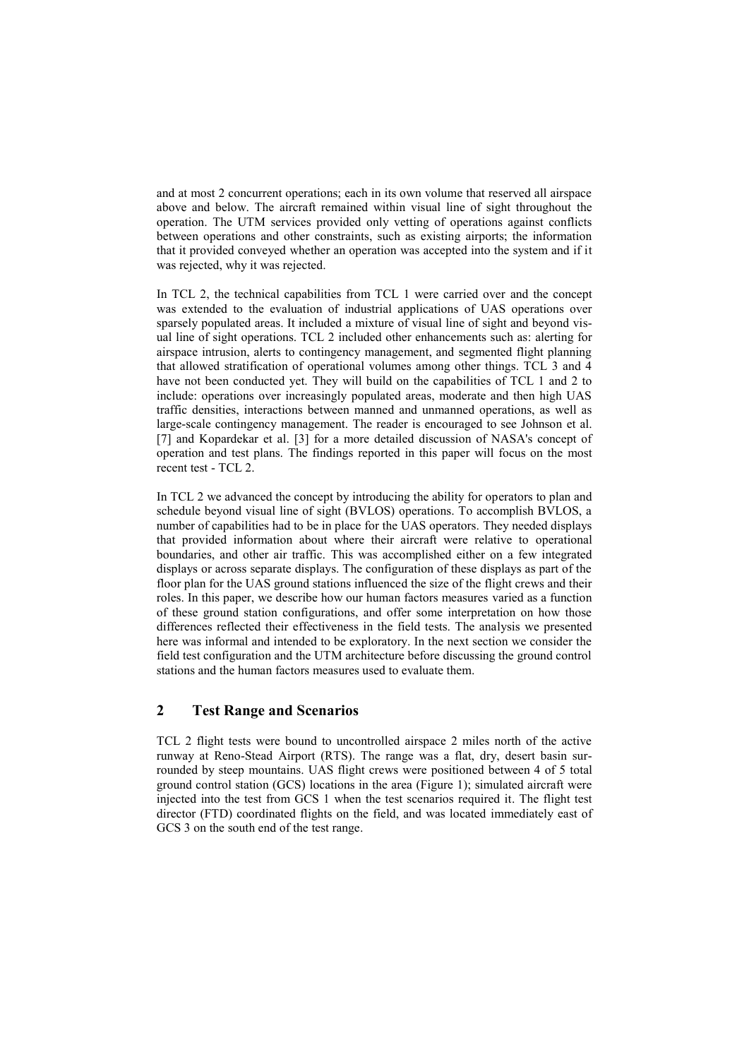and at most 2 concurrent operations; each in its own volume that reserved all airspace above and below. The aircraft remained within visual line of sight throughout the operation. The UTM services provided only vetting of operations against conflicts between operations and other constraints, such as existing airports; the information that it provided conveyed whether an operation was accepted into the system and if it was rejected, why it was rejected.

In TCL 2, the technical capabilities from TCL 1 were carried over and the concept was extended to the evaluation of industrial applications of UAS operations over sparsely populated areas. It included a mixture of visual line of sight and beyond visual line of sight operations. TCL 2 included other enhancements such as: alerting for airspace intrusion, alerts to contingency management, and segmented flight planning that allowed stratification of operational volumes among other things. TCL 3 and 4 have not been conducted yet. They will build on the capabilities of TCL 1 and 2 to include: operations over increasingly populated areas, moderate and then high UAS traffic densities, interactions between manned and unmanned operations, as well as large-scale contingency management. The reader is encouraged to see Johnson et al. [7] and Kopardekar et al. [3] for a more detailed discussion of NASA's concept of operation and test plans. The findings reported in this paper will focus on the most recent test - TCL 2.

In TCL 2 we advanced the concept by introducing the ability for operators to plan and schedule beyond visual line of sight (BVLOS) operations. To accomplish BVLOS, a number of capabilities had to be in place for the UAS operators. They needed displays that provided information about where their aircraft were relative to operational boundaries, and other air traffic. This was accomplished either on a few integrated displays or across separate displays. The configuration of these displays as part of the floor plan for the UAS ground stations influenced the size of the flight crews and their roles. In this paper, we describe how our human factors measures varied as a function of these ground station configurations, and offer some interpretation on how those differences reflected their effectiveness in the field tests. The analysis we presented here was informal and intended to be exploratory. In the next section we consider the field test configuration and the UTM architecture before discussing the ground control stations and the human factors measures used to evaluate them.

## 2 Test Range and Scenarios

TCL 2 flight tests were bound to uncontrolled airspace 2 miles north of the active runway at Reno-Stead Airport (RTS). The range was a flat, dry, desert basin surrounded by steep mountains. UAS flight crews were positioned between 4 of 5 total ground control station (GCS) locations in the area (Figure 1); simulated aircraft were injected into the test from GCS 1 when the test scenarios required it. The flight test director (FTD) coordinated flights on the field, and was located immediately east of GCS 3 on the south end of the test range.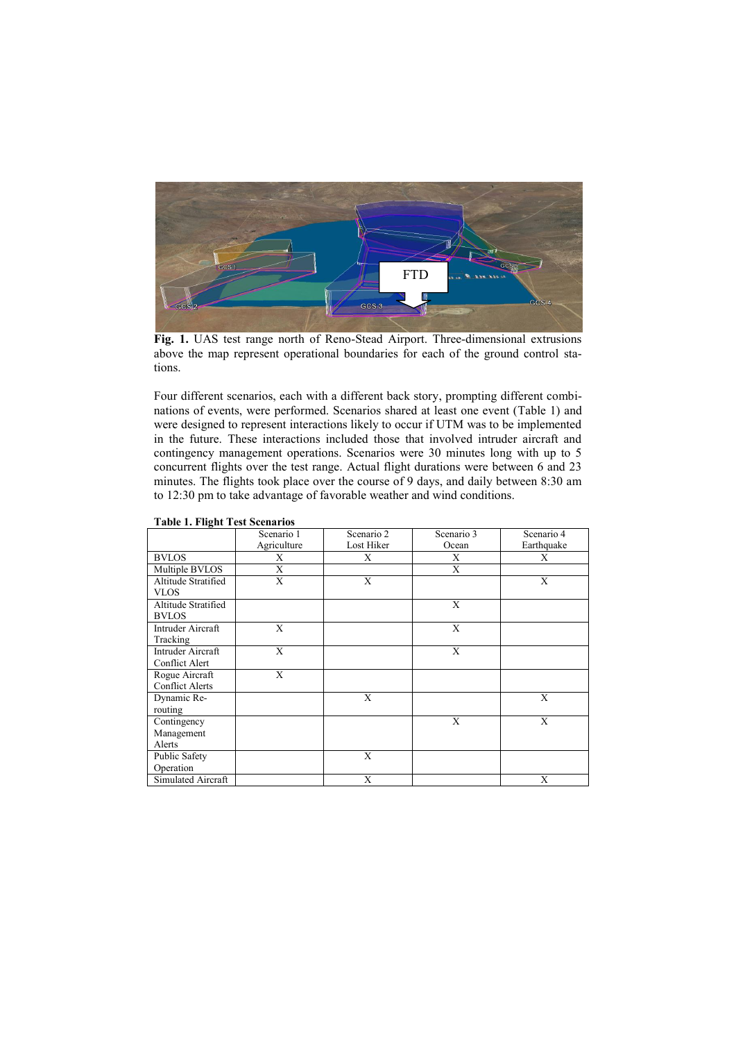**Fig. 1.** UAS test range north of Reno-Stead Airport. Three-dimensional extrusions above the map represent operational boundaries for each of the ground control stations.

Four different scenarios, each with a different back story, prompting different combinations of events, were performed. Scenarios shared at least one event (Table 1) and were designed to represent interactions likely to occur if UTM was to be implemented in the future. These interactions included those that involved intruder aircraft and contingency management operations. Scenarios were 30 minutes long with up to 5 concurrent flights over the test range. Actual flight durations were between 6 and 23 minutes. The flights took place over the course of 9 days, and daily between 8:30 am to 12:30 pm to take advantage of favorable weather and wind conditions.

**Table 1. Flight Test Scenarios**

| | Scenario 1 Agriculture | Scenario 2 Lost Hiker | Scenario 3 Ocean | Scenario 4 Earthquake |
|---|---|---|---|---|
| BVLOS | X | X | X | X |
| Multiple BVLOS | X | | X | |
| Altitude Stratified VLOS | X | X | | X |
| Altitude Stratified BVLOS | | | X | |
| Intruder Aircraft Tracking | X | | X | |
| Intruder Aircraft Conflict Alert | X | | X | |
| Rogue Aircraft Conflict Alerts | X | | | |
| Dynamic Re-routing | | X | | X |
| Contingency Management Alerts | | | X | X |
| Public Safety Operation | | X | | |
| Simulated Aircraft | | X | | X |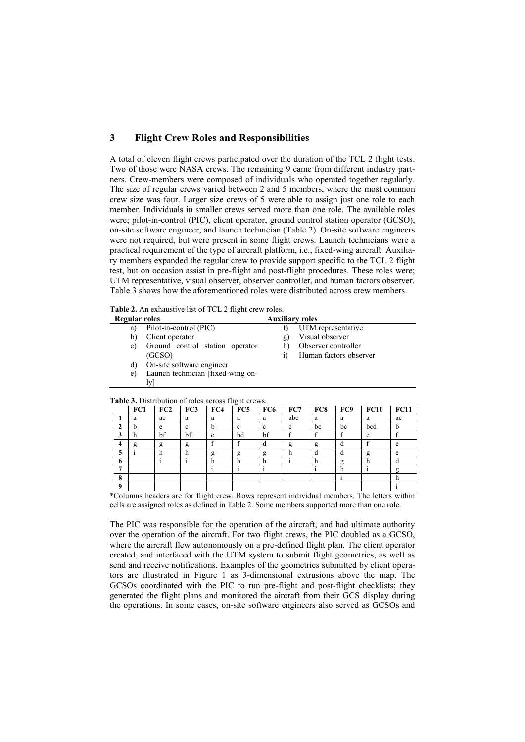## 3 Flight Crew Roles and Responsibilities

A total of eleven flight crews participated over the duration of the TCL 2 flight tests. Two of those were NASA crews. The remaining 9 came from different industry partners. Crew-members were composed of individuals who operated together regularly. The size of regular crews varied between 2 and 5 members, where the most common crew size was four. Larger size crews of 5 were able to assign just one role to each member. Individuals in smaller crews served more than one role. The available roles were; pilot-in-control (PIC), client operator, ground control station operator (GCSO), on-site software engineer, and launch technician (Table 2). On-site software engineers were not required, but were present in some flight crews. Launch technicians were a practical requirement of the type of aircraft platform, i.e., fixed-wing aircraft. Auxiliary members expanded the regular crew to provide support specific to the TCL 2 flight test, but on occasion assist in pre-flight and post-flight procedures. These roles were; UTM representative, visual observer, observer controller, and human factors observer. Table 3 shows how the aforementioned roles were distributed across crew members.

**Table 2.** An exhaustive list of TCL 2 flight crew roles.

| Regular roles | Auxiliary roles |
|---|---|
| a) Pilot-in-control (PIC) | f) UTM representative |
| b) Client operator | g) Visual observer |
| c) Ground control station operator (GCSO) | h) Observer controller |
| d) On-site software engineer | i) Human factors observer |
| e) Launch technician [fixed-wing only] | |

**Table 3.** Distribution of roles across flight crews.

| | FC1 | FC2 | FC3 | FC4 | FC5 | FC6 | FC7 | FC8 | FC9 | FC10 | FC11 |
|---|---|---|---|---|---|---|---|---|---|---|---|
| **1** | a | ac | a | a | a | a | abc | a | a | a | ac |
| **2** | b | e | c | b | c | c | c | bc | bc | bcd | b |
| **3** | h | bf | bf | c | bd | bf | f | f | f | e | f |
| **4** | g | g | g | f | f | d | g | g | d | f | e |
| **5** | i | h | h | g | g | g | h | d | d | g | e |
| **6** | | i | i | h | h | h | i | h | g | h | d |
| **7** | | | | i | i | i | | i | h | i | g |
| **8** | | | | | | | | | i | | h |
| **9** | | | | | | | | | | | i |

*Columns headers are for flight crew. Rows represent individual members. The letters within cells are assigned roles as defined in Table 2. Some members supported more than one role.

The PIC was responsible for the operation of the aircraft, and had ultimate authority over the operation of the aircraft. For two flight crews, the PIC doubled as a GCSO, where the aircraft flew autonomously on a pre-defined flight plan. The client operator created, and interfaced with the UTM system to submit flight geometries, as well as send and receive notifications. Examples of the geometries submitted by client operators are illustrated in Figure 1 as 3-dimensional extrusions above the map. The GCSOs coordinated with the PIC to run pre-flight and post-flight checklists; they generated the flight plans and monitored the aircraft from their GCS display during the operations. In some cases, on-site software engineers also served as GCSOs and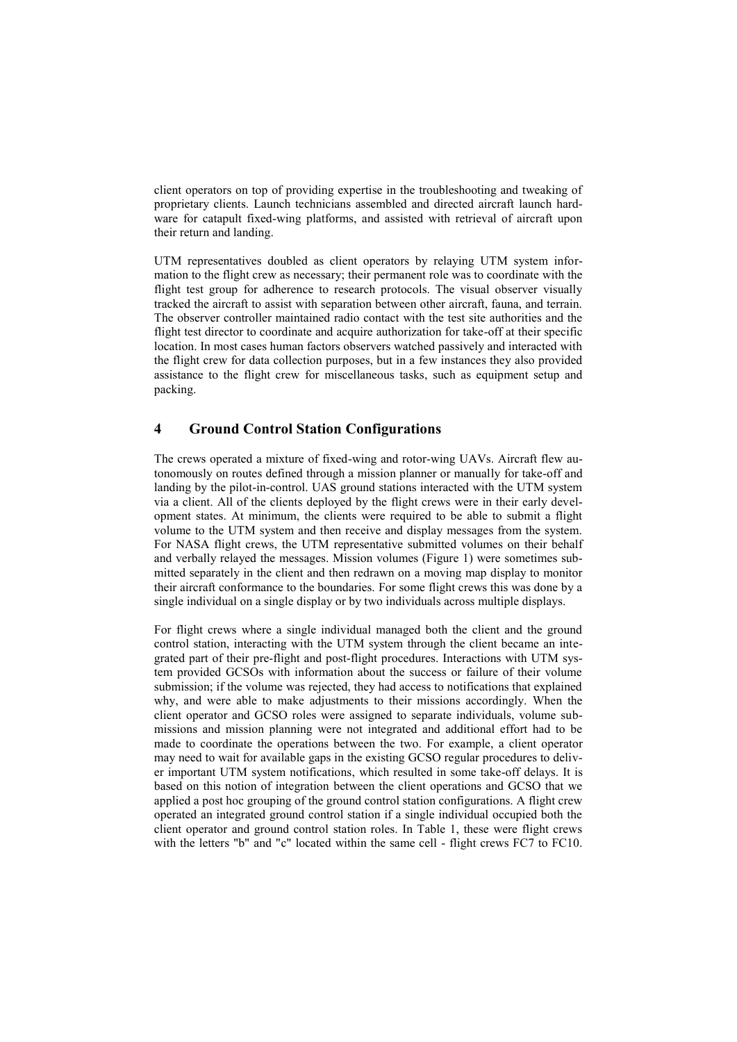client operators on top of providing expertise in the troubleshooting and tweaking of proprietary clients. Launch technicians assembled and directed aircraft launch hardware for catapult fixed-wing platforms, and assisted with retrieval of aircraft upon their return and landing.

UTM representatives doubled as client operators by relaying UTM system information to the flight crew as necessary; their permanent role was to coordinate with the flight test group for adherence to research protocols. The visual observer visually tracked the aircraft to assist with separation between other aircraft, fauna, and terrain. The observer controller maintained radio contact with the test site authorities and the flight test director to coordinate and acquire authorization for take-off at their specific location. In most cases human factors observers watched passively and interacted with the flight crew for data collection purposes, but in a few instances they also provided assistance to the flight crew for miscellaneous tasks, such as equipment setup and packing.

## 4 Ground Control Station Configurations

The crews operated a mixture of fixed-wing and rotor-wing UAVs. Aircraft flew autonomously on routes defined through a mission planner or manually for take-off and landing by the pilot-in-control. UAS ground stations interacted with the UTM system via a client. All of the clients deployed by the flight crews were in their early development states. At minimum, the clients were required to be able to submit a flight volume to the UTM system and then receive and display messages from the system. For NASA flight crews, the UTM representative submitted volumes on their behalf and verbally relayed the messages. Mission volumes (Figure 1) were sometimes submitted separately in the client and then redrawn on a moving map display to monitor their aircraft conformance to the boundaries. For some flight crews this was done by a single individual on a single display or by two individuals across multiple displays.

For flight crews where a single individual managed both the client and the ground control station, interacting with the UTM system through the client became an integrated part of their pre-flight and post-flight procedures. Interactions with UTM system provided GCSOs with information about the success or failure of their volume submission; if the volume was rejected, they had access to notifications that explained why, and were able to make adjustments to their missions accordingly. When the client operator and GCSO roles were assigned to separate individuals, volume submissions and mission planning were not integrated and additional effort had to be made to coordinate the operations between the two. For example, a client operator may need to wait for available gaps in the existing GCSO regular procedures to deliver important UTM system notifications, which resulted in some take-off delays. It is based on this notion of integration between the client operations and GCSO that we applied a post hoc grouping of the ground control station configurations. A flight crew operated an integrated ground control station if a single individual occupied both the client operator and ground control station roles. In Table 1, these were flight crews with the letters "b" and "c" located within the same cell - flight crews FC7 to FC10.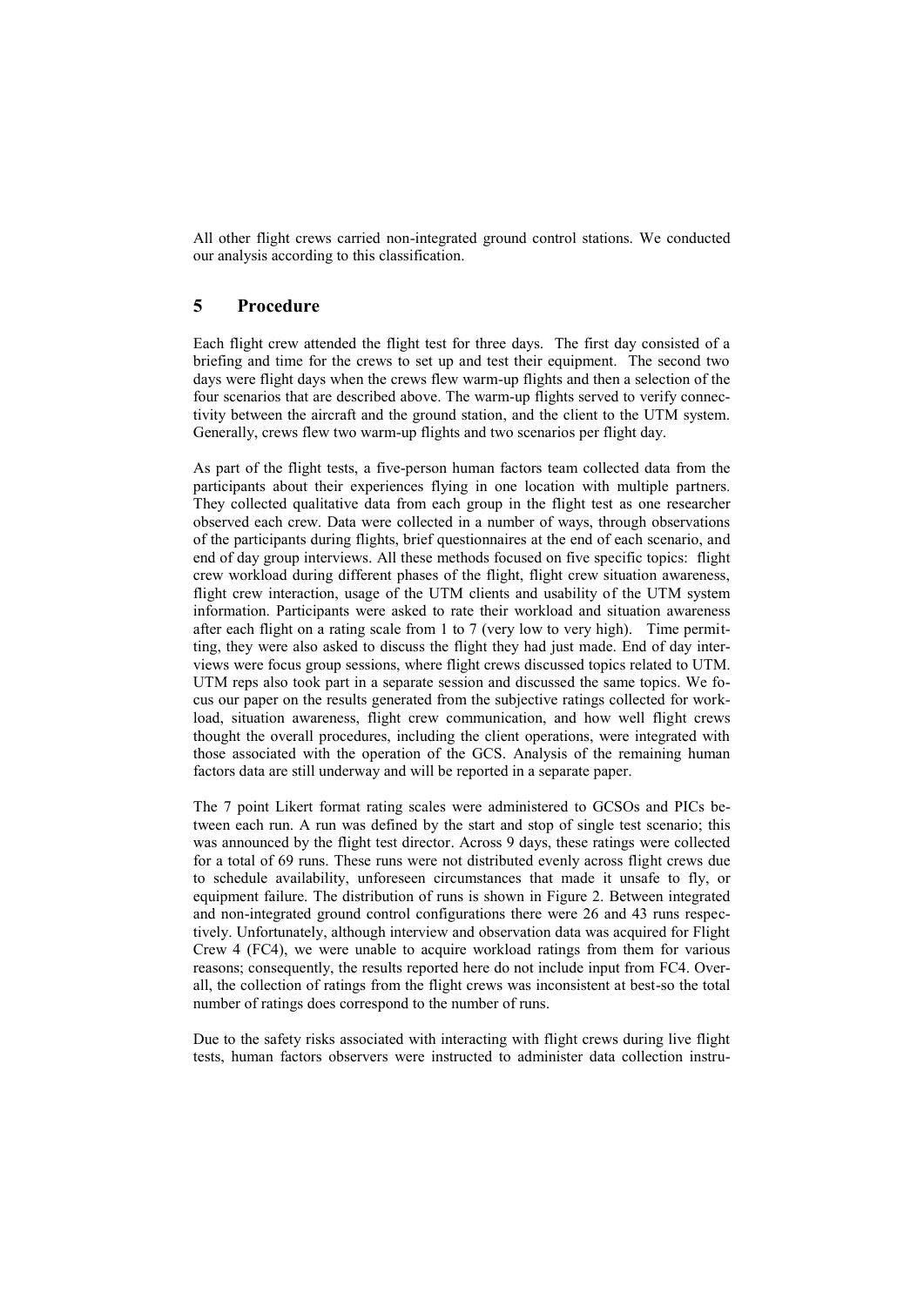All other flight crews carried non-integrated ground control stations. We conducted our analysis according to this classification.

## 5 Procedure

Each flight crew attended the flight test for three days. The first day consisted of a briefing and time for the crews to set up and test their equipment. The second two days were flight days when the crews flew warm-up flights and then a selection of the four scenarios that are described above. The warm-up flights served to verify connectivity between the aircraft and the ground station, and the client to the UTM system. Generally, crews flew two warm-up flights and two scenarios per flight day.

As part of the flight tests, a five-person human factors team collected data from the participants about their experiences flying in one location with multiple partners. They collected qualitative data from each group in the flight test as one researcher observed each crew. Data were collected in a number of ways, through observations of the participants during flights, brief questionnaires at the end of each scenario, and end of day group interviews. All these methods focused on five specific topics: flight crew workload during different phases of the flight, flight crew situation awareness, flight crew interaction, usage of the UTM clients and usability of the UTM system information. Participants were asked to rate their workload and situation awareness after each flight on a rating scale from 1 to 7 (very low to very high). Time permitting, they were also asked to discuss the flight they had just made. End of day interviews were focus group sessions, where flight crews discussed topics related to UTM. UTM reps also took part in a separate session and discussed the same topics. We focus our paper on the results generated from the subjective ratings collected for workload, situation awareness, flight crew communication, and how well flight crews thought the overall procedures, including the client operations, were integrated with those associated with the operation of the GCS. Analysis of the remaining human factors data are still underway and will be reported in a separate paper.

The 7 point Likert format rating scales were administered to GCSOs and PICs between each run. A run was defined by the start and stop of single test scenario; this was announced by the flight test director. Across 9 days, these ratings were collected for a total of 69 runs. These runs were not distributed evenly across flight crews due to schedule availability, unforeseen circumstances that made it unsafe to fly, or equipment failure. The distribution of runs is shown in Figure 2. Between integrated and non-integrated ground control configurations there were 26 and 43 runs respectively. Unfortunately, although interview and observation data was acquired for Flight Crew 4 (FC4), we were unable to acquire workload ratings from them for various reasons; consequently, the results reported here do not include input from FC4. Overall, the collection of ratings from the flight crews was inconsistent at best-so the total number of ratings does correspond to the number of runs.

Due to the safety risks associated with interacting with flight crews during live flight tests, human factors observers were instructed to administer data collection instru-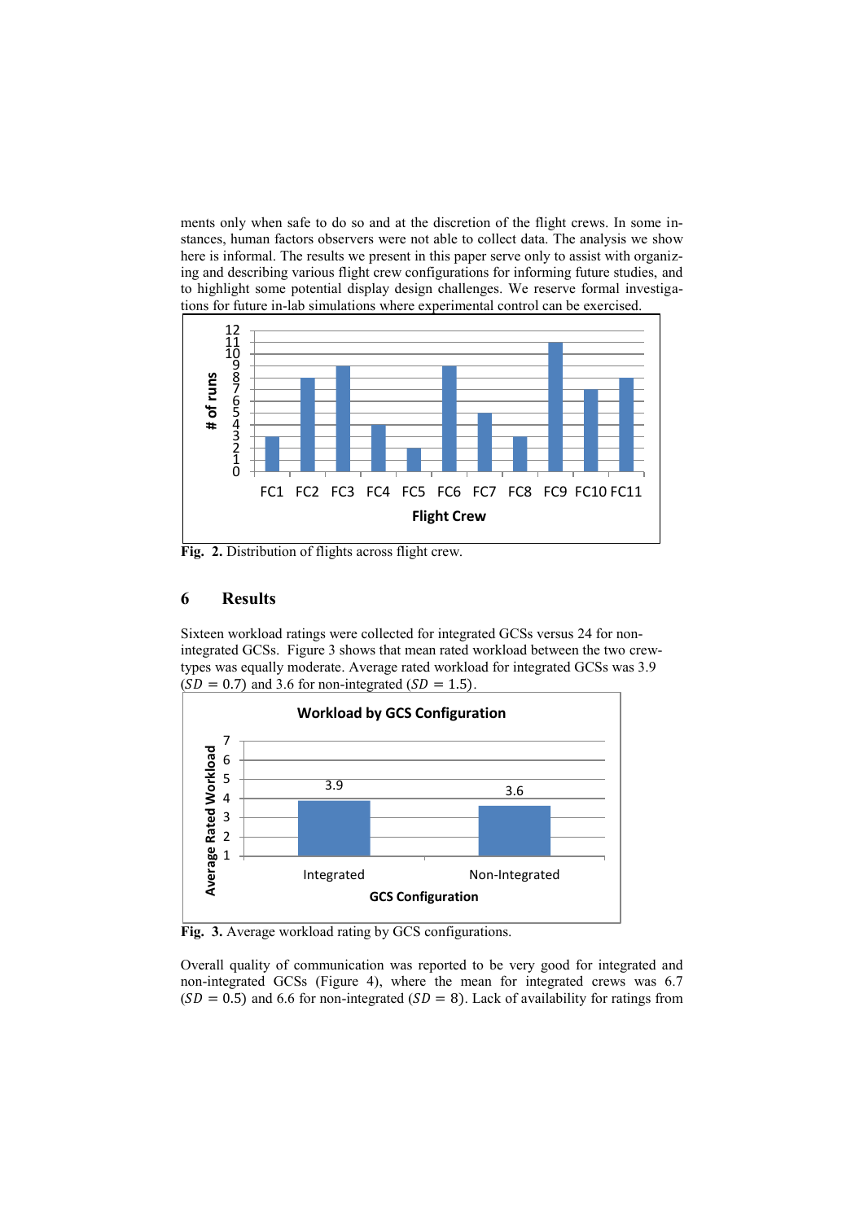ments only when safe to do so and at the discretion of the flight crews. In some instances, human factors observers were not able to collect data. The analysis we show here is informal. The results we present in this paper serve only to assist with organizing and describing various flight crew configurations for informing future studies, and to highlight some potential display design challenges. We reserve formal investigations for future in-lab simulations where experimental control can be exercised.

**Fig. 2.** Distribution of flights across flight crew.

## 6 Results

Sixteen workload ratings were collected for integrated GCSs versus 24 for non-integrated GCSs. Figure 3 shows that mean rated workload between the two crew-types was equally moderate. Average rated workload for integrated GCSs was 3.9 ($SD = 0.7$) and 3.6 for non-integrated ($SD = 1.5$).

**Fig. 3.** Average workload rating by GCS configurations.

Overall quality of communication was reported to be very good for integrated and non-integrated GCSs (Figure 4), where the mean for integrated crews was 6.7 ($SD = 0.5$) and 6.6 for non-integrated ($SD = 8$). Lack of availability for ratings from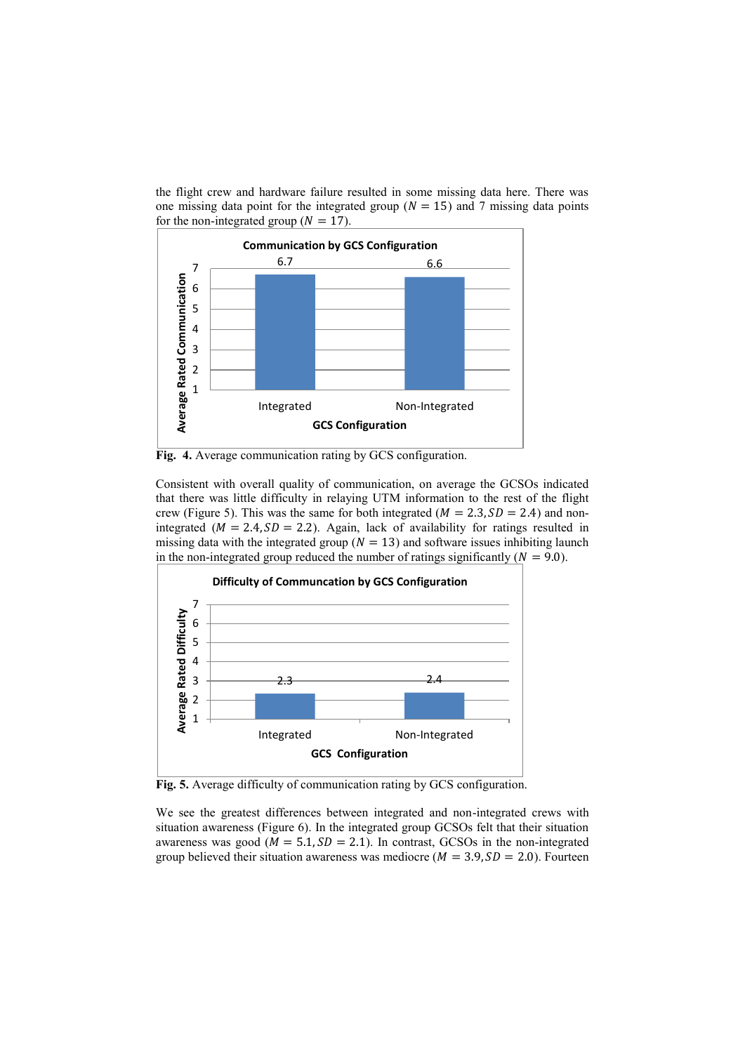the flight crew and hardware failure resulted in some missing data here. There was one missing data point for the integrated group ($N = 15$) and 7 missing data points for the non-integrated group ($N = 17$).

**Fig. 4.** Average communication rating by GCS configuration.

Consistent with overall quality of communication, on average the GCSOs indicated that there was little difficulty in relaying UTM information to the rest of the flight crew (Figure 5). This was the same for both integrated ($M = 2.3, SD = 2.4$) and non-integrated ($M = 2.4, SD = 2.2$). Again, lack of availability for ratings resulted in missing data with the integrated group ($N = 13$) and software issues inhibiting launch in the non-integrated group reduced the number of ratings significantly ($N = 9.0$).

**Fig. 5.** Average difficulty of communication rating by GCS configuration.

We see the greatest differences between integrated and non-integrated crews with situation awareness (Figure 6). In the integrated group GCSOs felt that their situation awareness was good ($M = 5.1, SD = 2.1$). In contrast, GCSOs in the non-integrated group believed their situation awareness was mediocre ($M = 3.9, SD = 2.0$). Fourteen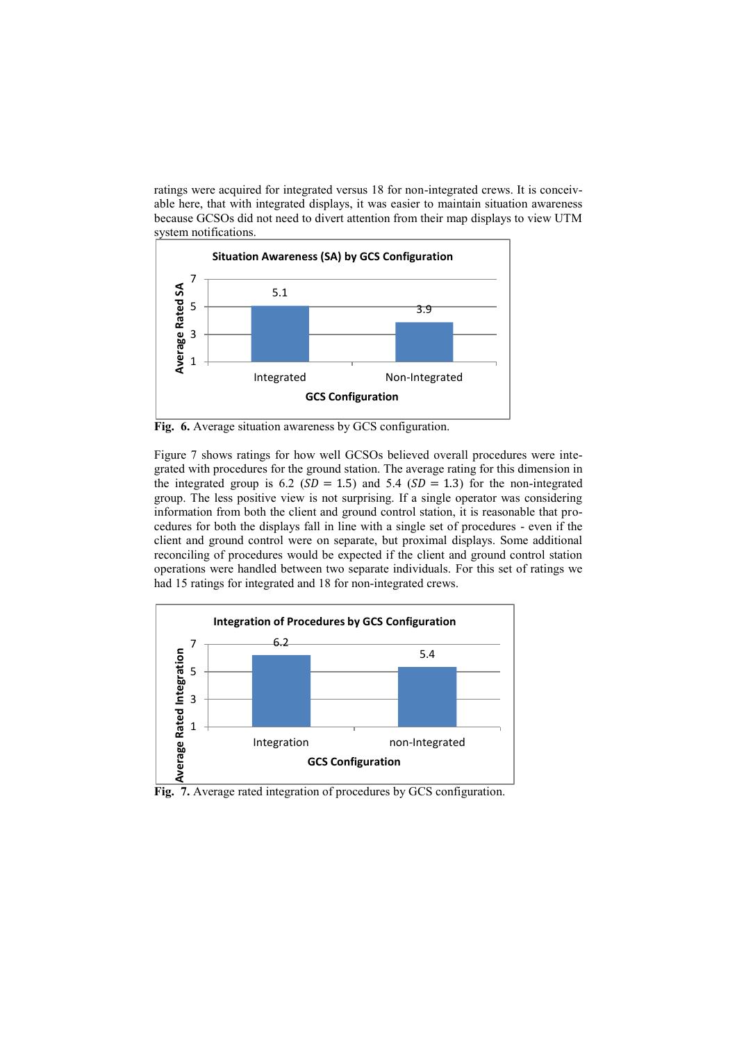ratings were acquired for integrated versus 18 for non-integrated crews. It is conceivable here, that with integrated displays, it was easier to maintain situation awareness because GCSOs did not need to divert attention from their map displays to view UTM system notifications.

**Situation Awareness (SA) by GCS Configuration**

| GCS Configuration | Average Rated SA |
|---|---|
| Integrated | 5.1 |
| Non-Integrated | 3.9 |

**Fig. 6.** Average situation awareness by GCS configuration.

Figure 7 shows ratings for how well GCSOs believed overall procedures were integrated with procedures for the ground station. The average rating for this dimension in the integrated group is 6.2 ($SD$ = 1.5) and 5.4 ($SD$ = 1.3) for the non-integrated group. The less positive view is not surprising. If a single operator was considering information from both the client and ground control station, it is reasonable that procedures for both the displays fall in line with a single set of procedures - even if the client and ground control were on separate, but proximal displays. Some additional reconciling of procedures would be expected if the client and ground control station operations were handled between two separate individuals. For this set of ratings we had 15 ratings for integrated and 18 for non-integrated crews.

**Integration of Procedures by GCS Configuration**

| GCS Configuration | Average Rated Integration |
|---|---|
| Integration | 6.2 |
| non-Integrated | 5.4 |

**Fig. 7.** Average rated integration of procedures by GCS configuration.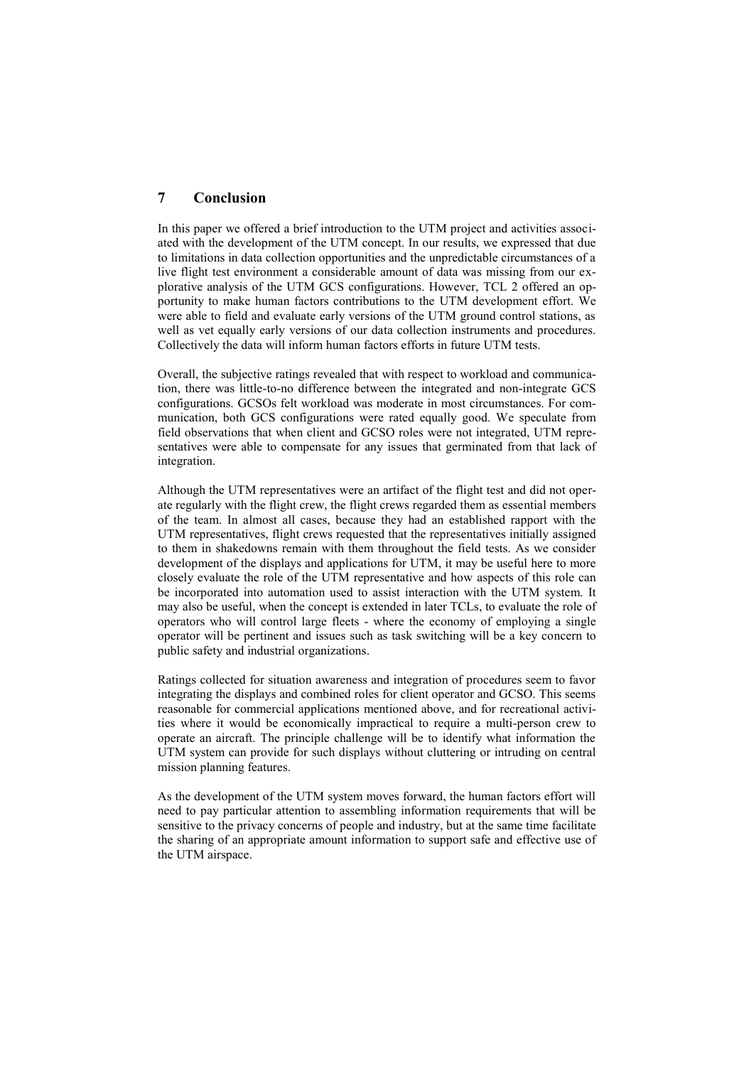## 7 Conclusion

In this paper we offered a brief introduction to the UTM project and activities associated with the development of the UTM concept. In our results, we expressed that due to limitations in data collection opportunities and the unpredictable circumstances of a live flight test environment a considerable amount of data was missing from our explorative analysis of the UTM GCS configurations. However, TCL 2 offered an opportunity to make human factors contributions to the UTM development effort. We were able to field and evaluate early versions of the UTM ground control stations, as well as vet equally early versions of our data collection instruments and procedures. Collectively the data will inform human factors efforts in future UTM tests.

Overall, the subjective ratings revealed that with respect to workload and communication, there was little-to-no difference between the integrated and non-integrate GCS configurations. GCSOs felt workload was moderate in most circumstances. For communication, both GCS configurations were rated equally good. We speculate from field observations that when client and GCSO roles were not integrated, UTM representatives were able to compensate for any issues that germinated from that lack of integration.

Although the UTM representatives were an artifact of the flight test and did not operate regularly with the flight crew, the flight crews regarded them as essential members of the team. In almost all cases, because they had an established rapport with the UTM representatives, flight crews requested that the representatives initially assigned to them in shakedowns remain with them throughout the field tests. As we consider development of the displays and applications for UTM, it may be useful here to more closely evaluate the role of the UTM representative and how aspects of this role can be incorporated into automation used to assist interaction with the UTM system. It may also be useful, when the concept is extended in later TCLs, to evaluate the role of operators who will control large fleets - where the economy of employing a single operator will be pertinent and issues such as task switching will be a key concern to public safety and industrial organizations.

Ratings collected for situation awareness and integration of procedures seem to favor integrating the displays and combined roles for client operator and GCSO. This seems reasonable for commercial applications mentioned above, and for recreational activities where it would be economically impractical to require a multi-person crew to operate an aircraft. The principle challenge will be to identify what information the UTM system can provide for such displays without cluttering or intruding on central mission planning features.

As the development of the UTM system moves forward, the human factors effort will need to pay particular attention to assembling information requirements that will be sensitive to the privacy concerns of people and industry, but at the same time facilitate the sharing of an appropriate amount information to support safe and effective use of the UTM airspace.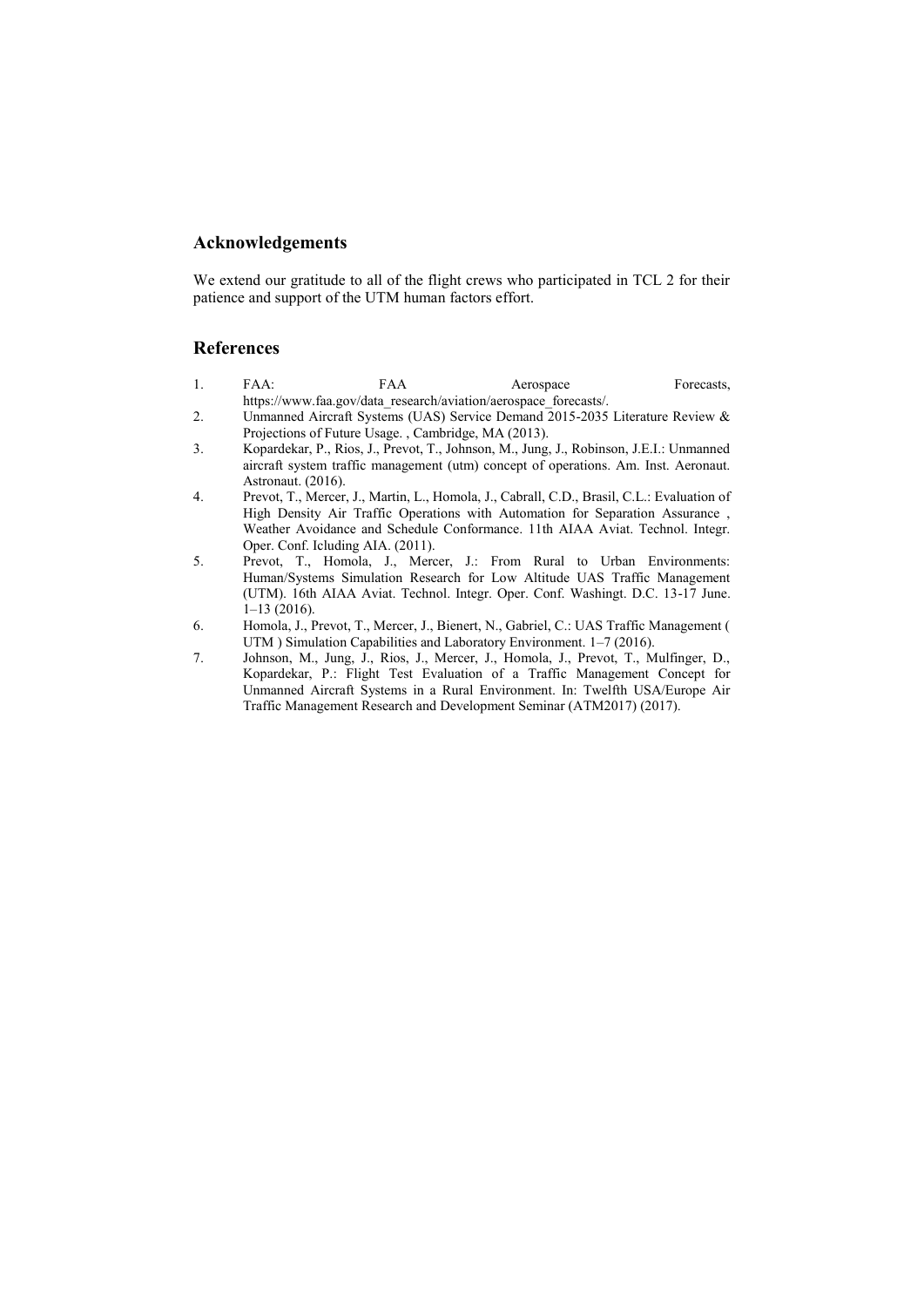## Acknowledgements

We extend our gratitude to all of the flight crews who participated in TCL 2 for their patience and support of the UTM human factors effort.

## References

1. FAA: FAA Aerospace Forecasts, https://www.faa.gov/data_research/aviation/aerospace_forecasts/.
2. Unmanned Aircraft Systems (UAS) Service Demand 2015-2035 Literature Review & Projections of Future Usage. , Cambridge, MA (2013).
3. Kopardekar, P., Rios, J., Prevot, T., Johnson, M., Jung, J., Robinson, J.E.I.: Unmanned aircraft system traffic management (utm) concept of operations. Am. Inst. Aeronaut. Astronaut. (2016).
4. Prevot, T., Mercer, J., Martin, L., Homola, J., Cabrall, C.D., Brasil, C.L.: Evaluation of High Density Air Traffic Operations with Automation for Separation Assurance , Weather Avoidance and Schedule Conformance. 11th AIAA Aviat. Technol. Integr. Oper. Conf. Icluding AIA. (2011).
5. Prevot, T., Homola, J., Mercer, J.: From Rural to Urban Environments: Human/Systems Simulation Research for Low Altitude UAS Traffic Management (UTM). 16th AIAA Aviat. Technol. Integr. Oper. Conf. Washingt. D.C. 13-17 June. 1–13 (2016).
6. Homola, J., Prevot, T., Mercer, J., Bienert, N., Gabriel, C.: UAS Traffic Management ( UTM ) Simulation Capabilities and Laboratory Environment. 1–7 (2016).
7. Johnson, M., Jung, J., Rios, J., Mercer, J., Homola, J., Prevot, T., Mulfinger, D., Kopardekar, P.: Flight Test Evaluation of a Traffic Management Concept for Unmanned Aircraft Systems in a Rural Environment. In: Twelfth USA/Europe Air Traffic Management Research and Development Seminar (ATM2017) (2017).